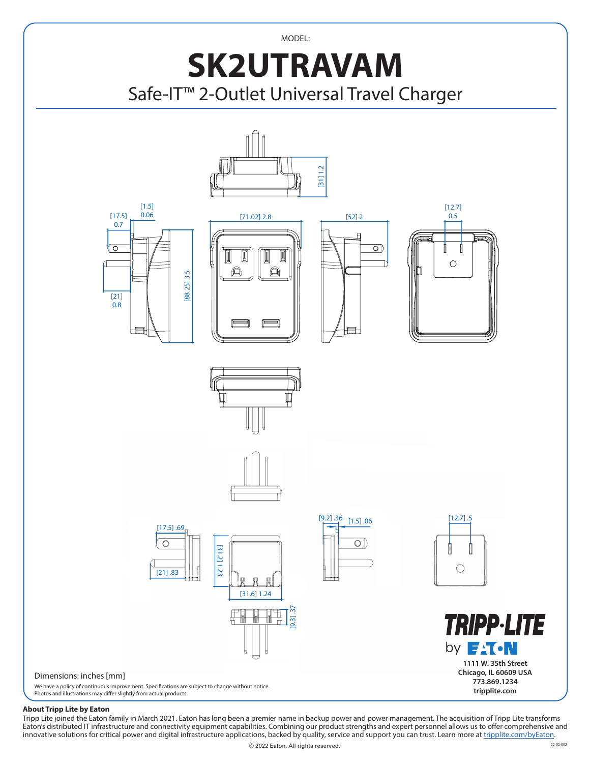MODEL:

# SK2UTRAVAM

## Safe-IT™ 2-Outlet Universal Travel Charger

[31] 1.2

[17.5] 0.7

[1.5] 0.06

[21] 0.8

[88.25] 3.5

[71.02] 2.8

[52] 2

[12.7] 0.5

[17.5] .69

[21] .83

[31.2] 1.23

[31.6] 1.24

[9.3] .37

[9.2] .36

[1.5] .06

[12.7] .5

Dimensions: inches [mm]

We have a policy of continuous improvement. Specifications are subject to change without notice.
Photos and illustrations may differ slightly from actual products.

TRIPP·LITE by EATON

**1111 W. 35th Street**
**Chicago, IL 60609 USA**
**773.869.1234**
**tripplite.com**

**About Tripp Lite by Eaton**

Tripp Lite joined the Eaton family in March 2021. Eaton has long been a premier name in backup power and power management. The acquisition of Tripp Lite transforms Eaton's distributed IT infrastructure and connectivity equipment capabilities. Combining our product strengths and expert personnel allows us to offer comprehensive and innovative solutions for critical power and digital infrastructure applications, backed by quality, service and support you can trust. Learn more at tripplite.com/byEaton.

© 2022 Eaton. All rights reserved.

22-02-002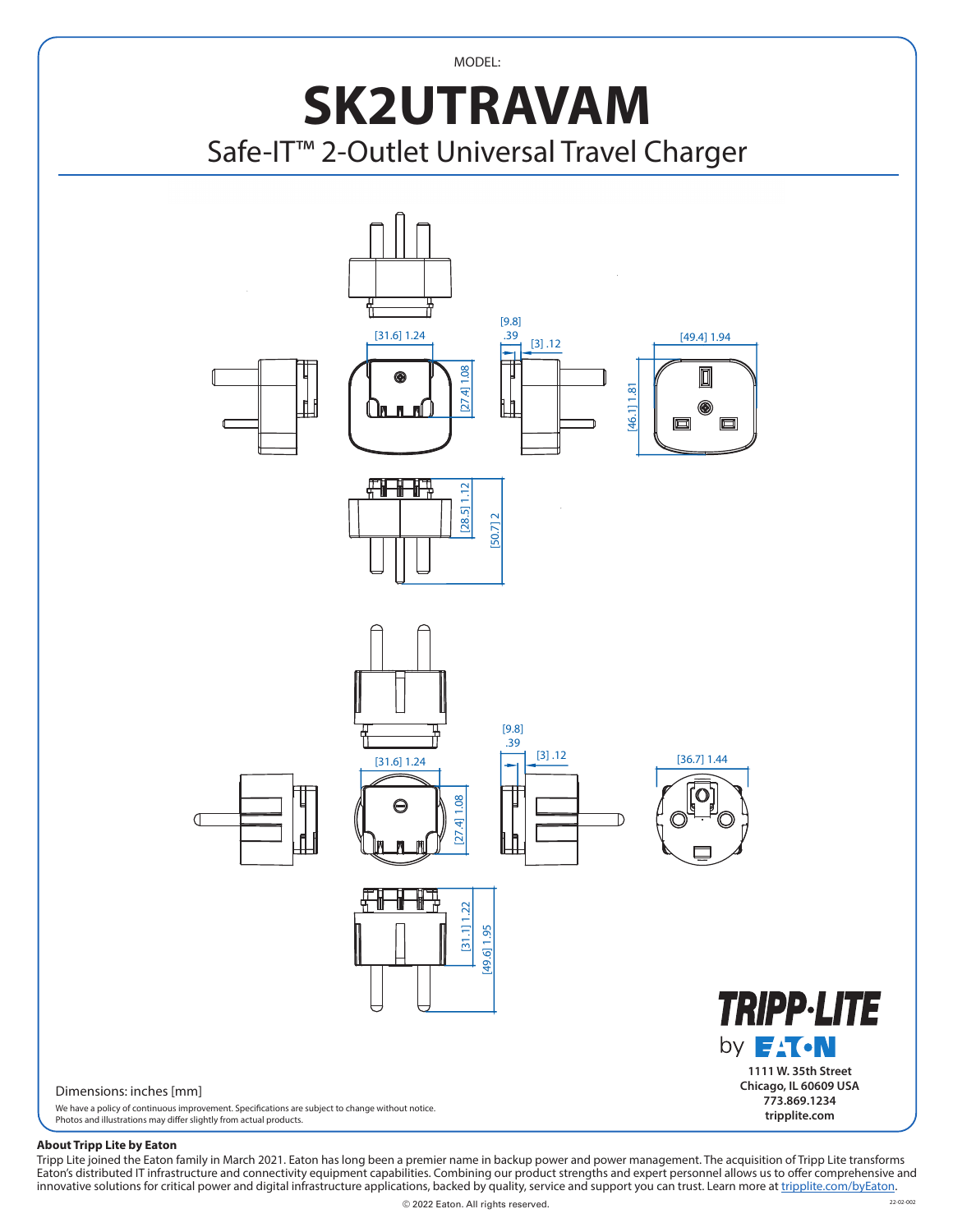MODEL:

# SK2UTRAVAM

## Safe-IT™ 2-Outlet Universal Travel Charger

[31.6] 1.24

[27.4] 1.08

[9.8] .39

[3] .12

[46.1] 1.81

[49.4] 1.94

[28.5] 1.12

[50.7] 2

[31.6] 1.24

[27.4] 1.08

[9.8] .39

[3] .12

[36.7] 1.44

[31.1] 1.22

[49.6] 1.95

Dimensions: inches [mm]

We have a policy of continuous improvement. Specifications are subject to change without notice.
Photos and illustrations may differ slightly from actual products.

**TRIPP·LITE** by EATON

**1111 W. 35th Street**
**Chicago, IL 60609 USA**
**773.869.1234**
**tripplite.com**

**About Tripp Lite by Eaton**

Tripp Lite joined the Eaton family in March 2021. Eaton has long been a premier name in backup power and power management. The acquisition of Tripp Lite transforms Eaton's distributed IT infrastructure and connectivity equipment capabilities. Combining our product strengths and expert personnel allows us to offer comprehensive and innovative solutions for critical power and digital infrastructure applications, backed by quality, service and support you can trust. Learn more at tripplite.com/byEaton.

© 2022 Eaton. All rights reserved.

22-02-002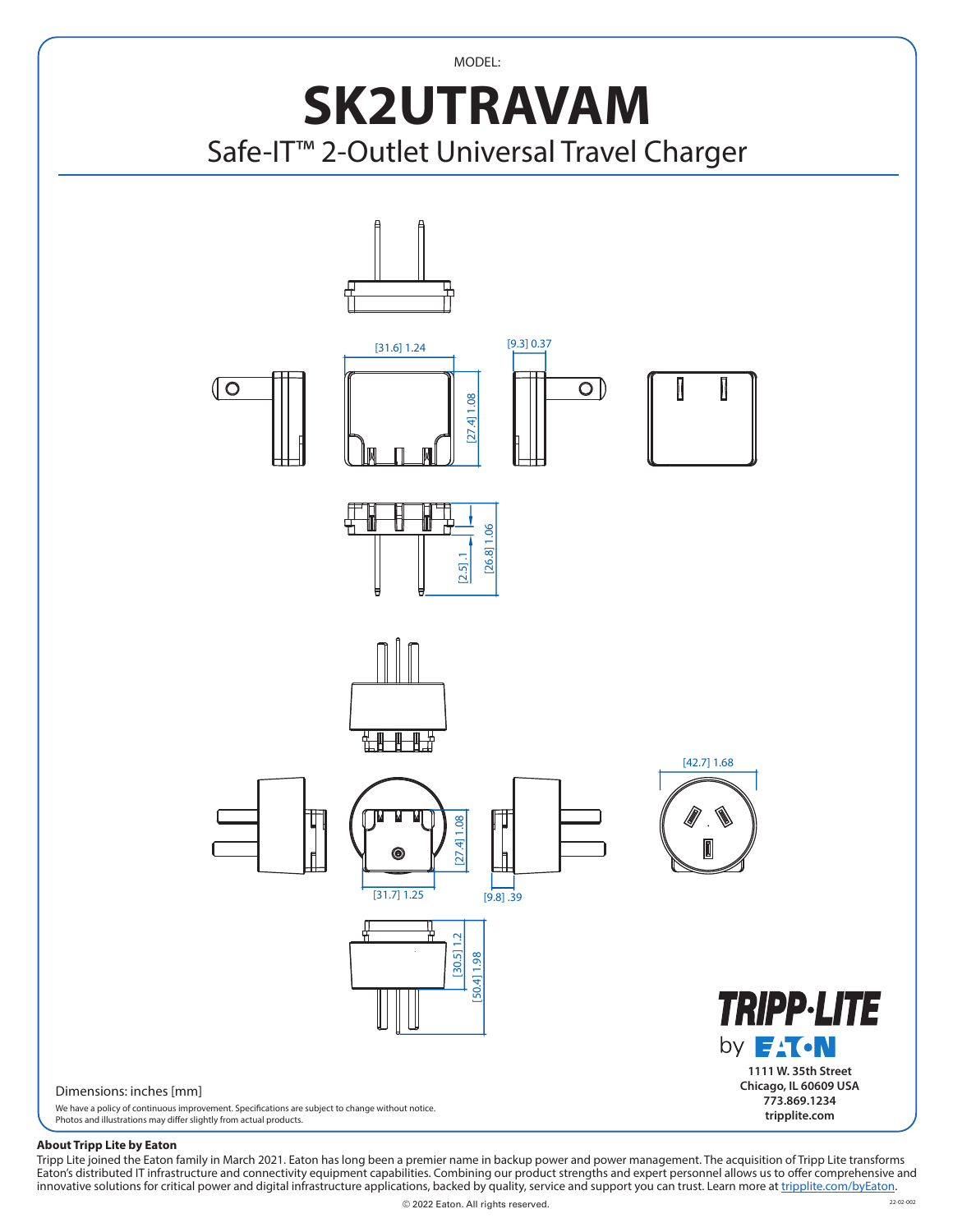MODEL:

# SK2UTRAVAM

## Safe-IT™ 2-Outlet Universal Travel Charger

[31.6] 1.24

[9.3] 0.37

[27.4] 1.08

[2.5] .1

[26.8] 1.06

[42.7] 1.68

[27.4] 1.08

[31.7] 1.25

[9.8] .39

[30.5] 1.2

[50.4] 1.98

Dimensions: inches [mm]

We have a policy of continuous improvement. Specifications are subject to change without notice.
Photos and illustrations may differ slightly from actual products.

TRIPP·LITE by EATON

**1111 W. 35th Street**
**Chicago, IL 60609 USA**
**773.869.1234**
**tripplite.com**

**About Tripp Lite by Eaton**

Tripp Lite joined the Eaton family in March 2021. Eaton has long been a premier name in backup power and power management. The acquisition of Tripp Lite transforms Eaton's distributed IT infrastructure and connectivity equipment capabilities. Combining our product strengths and expert personnel allows us to offer comprehensive and innovative solutions for critical power and digital infrastructure applications, backed by quality, service and support you can trust. Learn more at tripplite.com/byEaton.

© 2022 Eaton. All rights reserved.

22-02-002